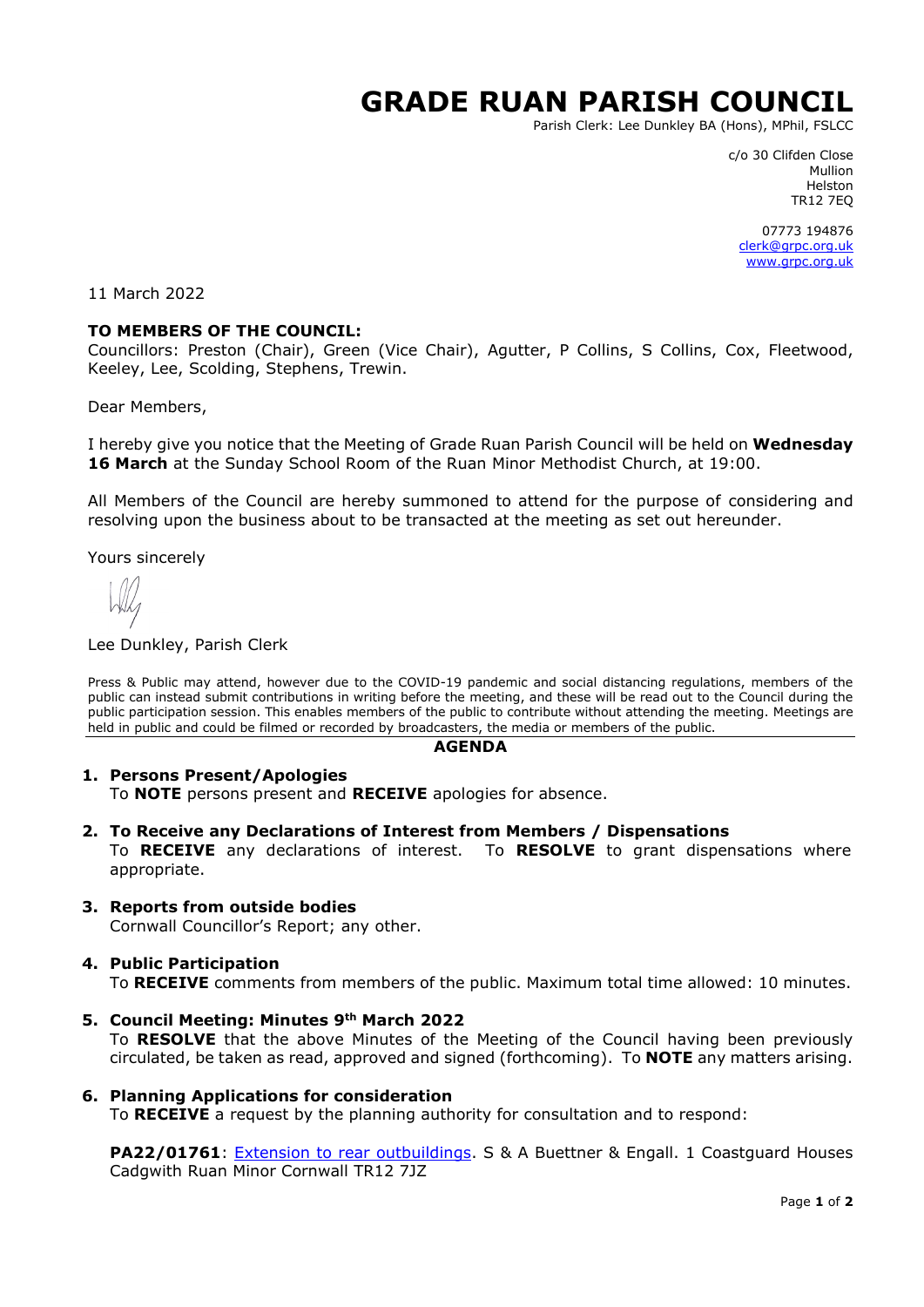# GRADE RUAN PARISH COUNCIL

Parish Clerk: Lee Dunkley BA (Hons), MPhil, FSLCC

c/o 30 Clifden Close
Mullion
Helston
TR12 7EQ

07773 194876
clerk@grpc.org.uk
www.grpc.org.uk

11 March 2022

**TO MEMBERS OF THE COUNCIL:**
Councillors: Preston (Chair), Green (Vice Chair), Agutter, P Collins, S Collins, Cox, Fleetwood, Keeley, Lee, Scolding, Stephens, Trewin.

Dear Members,

I hereby give you notice that the Meeting of Grade Ruan Parish Council will be held on **Wednesday 16 March** at the Sunday School Room of the Ruan Minor Methodist Church, at 19:00.

All Members of the Council are hereby summoned to attend for the purpose of considering and resolving upon the business about to be transacted at the meeting as set out hereunder.

Yours sincerely

Lee Dunkley, Parish Clerk

Press & Public may attend, however due to the COVID-19 pandemic and social distancing regulations, members of the public can instead submit contributions in writing before the meeting, and these will be read out to the Council during the public participation session. This enables members of the public to contribute without attending the meeting. Meetings are held in public and could be filmed or recorded by broadcasters, the media or members of the public.

## AGENDA

1. **Persons Present/Apologies**
   To **NOTE** persons present and **RECEIVE** apologies for absence.

2. **To Receive any Declarations of Interest from Members / Dispensations**
   To **RECEIVE** any declarations of interest. To **RESOLVE** to grant dispensations where appropriate.

3. **Reports from outside bodies**
   Cornwall Councillor's Report; any other.

4. **Public Participation**
   To **RECEIVE** comments from members of the public. Maximum total time allowed: 10 minutes.

5. **Council Meeting: Minutes 9th March 2022**
   To **RESOLVE** that the above Minutes of the Meeting of the Council having been previously circulated, be taken as read, approved and signed (forthcoming). To **NOTE** any matters arising.

6. **Planning Applications for consideration**
   To **RECEIVE** a request by the planning authority for consultation and to respond:

   **PA22/01761**: Extension to rear outbuildings. S & A Buettner & Engall. 1 Coastguard Houses Cadgwith Ruan Minor Cornwall TR12 7JZ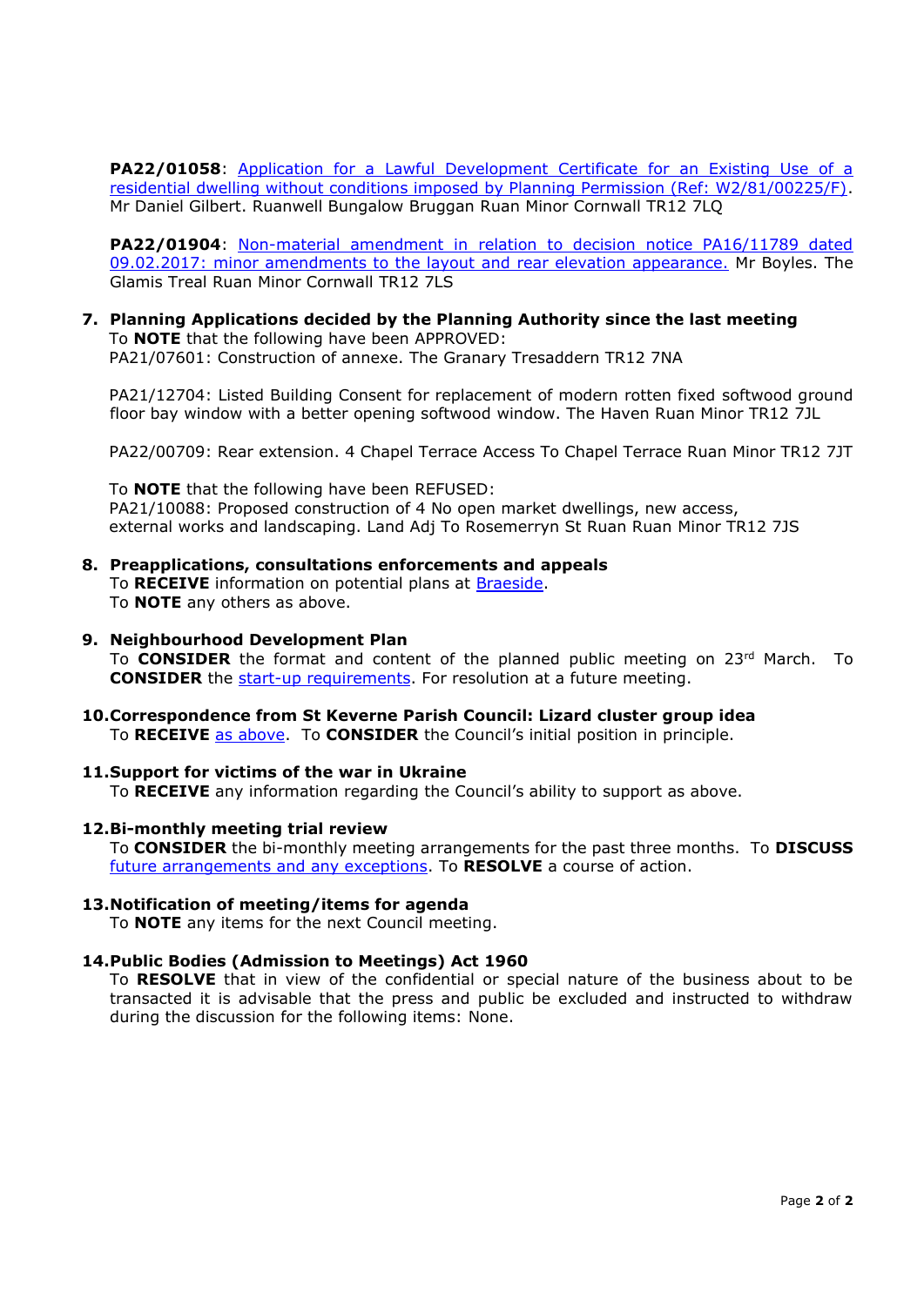**PA22/01058**: Application for a Lawful Development Certificate for an Existing Use of a residential dwelling without conditions imposed by Planning Permission (Ref: W2/81/00225/F). Mr Daniel Gilbert. Ruanwell Bungalow Bruggan Ruan Minor Cornwall TR12 7LQ

**PA22/01904**: Non-material amendment in relation to decision notice PA16/11789 dated 09.02.2017: minor amendments to the layout and rear elevation appearance. Mr Boyles. The Glamis Treal Ruan Minor Cornwall TR12 7LS

7. **Planning Applications decided by the Planning Authority since the last meeting**
   To **NOTE** that the following have been APPROVED:
   PA21/07601: Construction of annexe. The Granary Tresaddern TR12 7NA

   PA21/12704: Listed Building Consent for replacement of modern rotten fixed softwood ground floor bay window with a better opening softwood window. The Haven Ruan Minor TR12 7JL

   PA22/00709: Rear extension. 4 Chapel Terrace Access To Chapel Terrace Ruan Minor TR12 7JT

   To **NOTE** that the following have been REFUSED:
   PA21/10088: Proposed construction of 4 No open market dwellings, new access, external works and landscaping. Land Adj To Rosemerryn St Ruan Ruan Minor TR12 7JS

8. **Preapplications, consultations enforcements and appeals**
   To **RECEIVE** information on potential plans at Braeside.
   To **NOTE** any others as above.

9. **Neighbourhood Development Plan**
   To **CONSIDER** the format and content of the planned public meeting on 23rd March. To **CONSIDER** the start-up requirements. For resolution at a future meeting.

10. **Correspondence from St Keverne Parish Council: Lizard cluster group idea**
    To **RECEIVE** as above. To **CONSIDER** the Council's initial position in principle.

11. **Support for victims of the war in Ukraine**
    To **RECEIVE** any information regarding the Council's ability to support as above.

12. **Bi-monthly meeting trial review**
    To **CONSIDER** the bi-monthly meeting arrangements for the past three months. To **DISCUSS** future arrangements and any exceptions. To **RESOLVE** a course of action.

13. **Notification of meeting/items for agenda**
    To **NOTE** any items for the next Council meeting.

14. **Public Bodies (Admission to Meetings) Act 1960**
    To **RESOLVE** that in view of the confidential or special nature of the business about to be transacted it is advisable that the press and public be excluded and instructed to withdraw during the discussion for the following items: None.